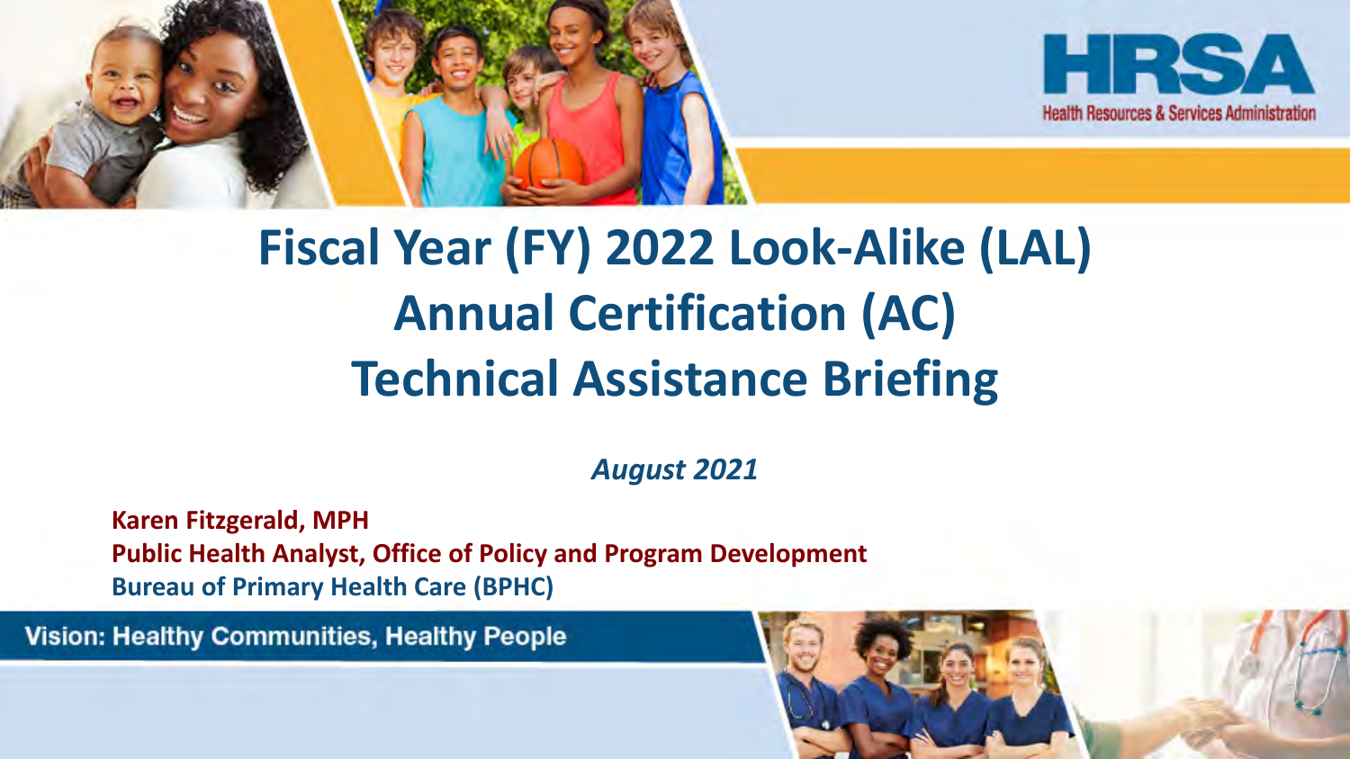HRSA

Health Resources & Services Administration

# Fiscal Year (FY) 2022 Look-Alike (LAL) Annual Certification (AC) Technical Assistance Briefing

*August 2021*

**Karen Fitzgerald, MPH**
**Public Health Analyst, Office of Policy and Program Development**
**Bureau of Primary Health Care (BPHC)**

Vision: Healthy Communities, Healthy People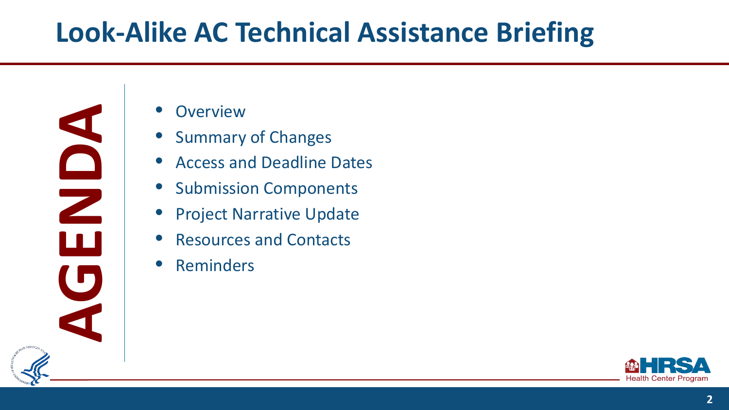# Look-Alike AC Technical Assistance Briefing

## AGENDA

- Overview
- Summary of Changes
- Access and Deadline Dates
- Submission Components
- Project Narrative Update
- Resources and Contacts
- Reminders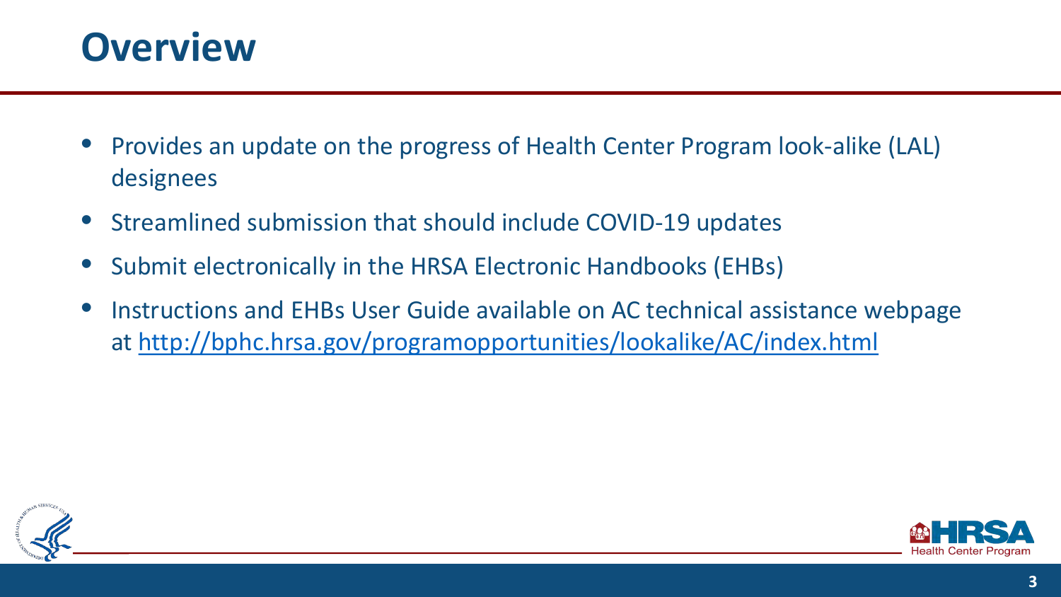# Overview

- Provides an update on the progress of Health Center Program look-alike (LAL) designees
- Streamlined submission that should include COVID-19 updates
- Submit electronically in the HRSA Electronic Handbooks (EHBs)
- Instructions and EHBs User Guide available on AC technical assistance webpage at http://bphc.hrsa.gov/programopportunities/lookalike/AC/index.html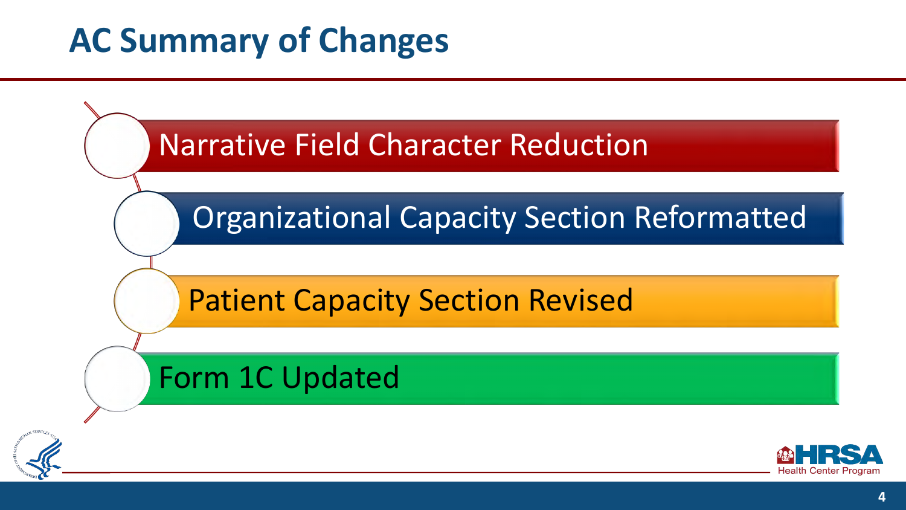# AC Summary of Changes

- Narrative Field Character Reduction
- Organizational Capacity Section Reformatted
- Patient Capacity Section Revised
- Form 1C Updated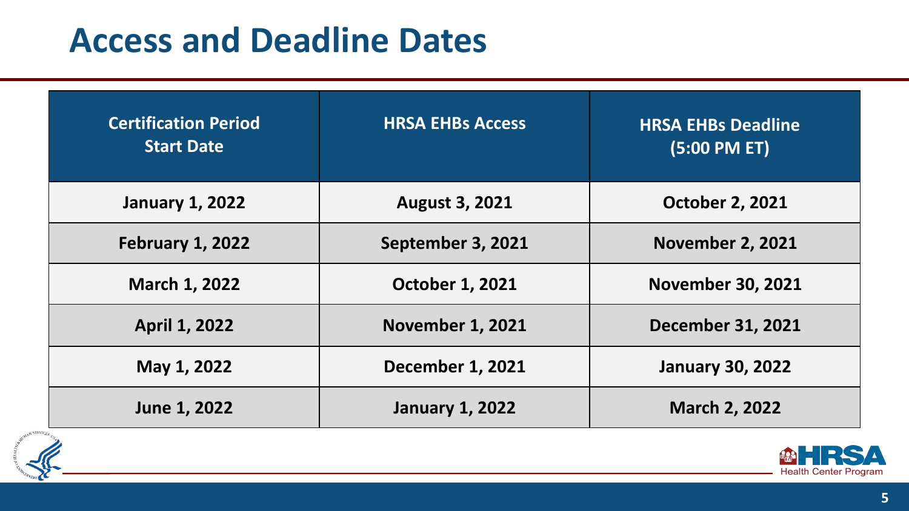# Access and Deadline Dates

| Certification Period Start Date | HRSA EHBs Access | HRSA EHBs Deadline (5:00 PM ET) |
|---|---|---|
| January 1, 2022 | August 3, 2021 | October 2, 2021 |
| February 1, 2022 | September 3, 2021 | November 2, 2021 |
| March 1, 2022 | October 1, 2021 | November 30, 2021 |
| April 1, 2022 | November 1, 2021 | December 31, 2021 |
| May 1, 2022 | December 1, 2021 | January 30, 2022 |
| June 1, 2022 | January 1, 2022 | March 2, 2022 |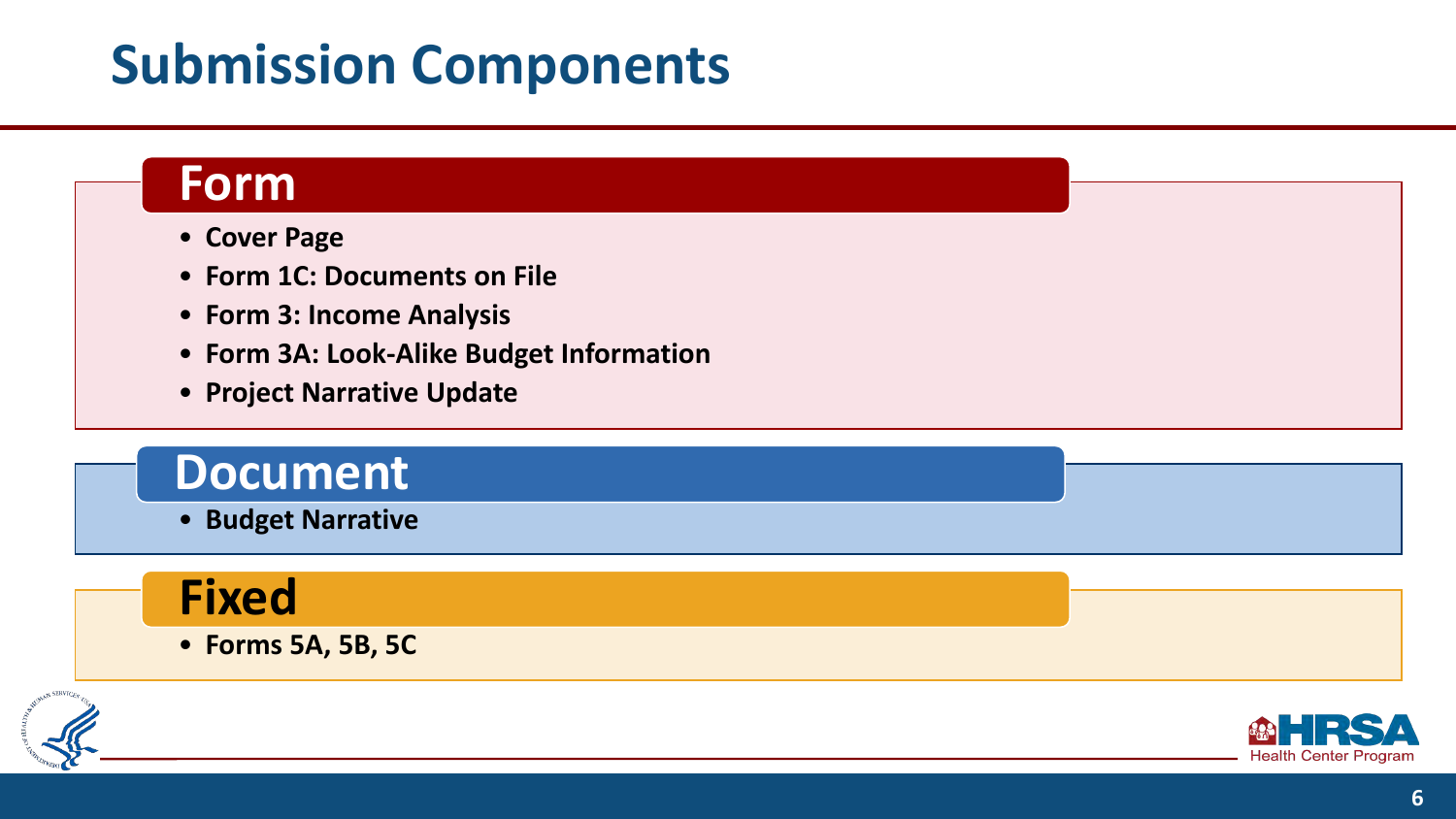# Submission Components

## Form

- Cover Page
- Form 1C: Documents on File
- Form 3: Income Analysis
- Form 3A: Look-Alike Budget Information
- Project Narrative Update

## Document

- Budget Narrative

## Fixed

- Forms 5A, 5B, 5C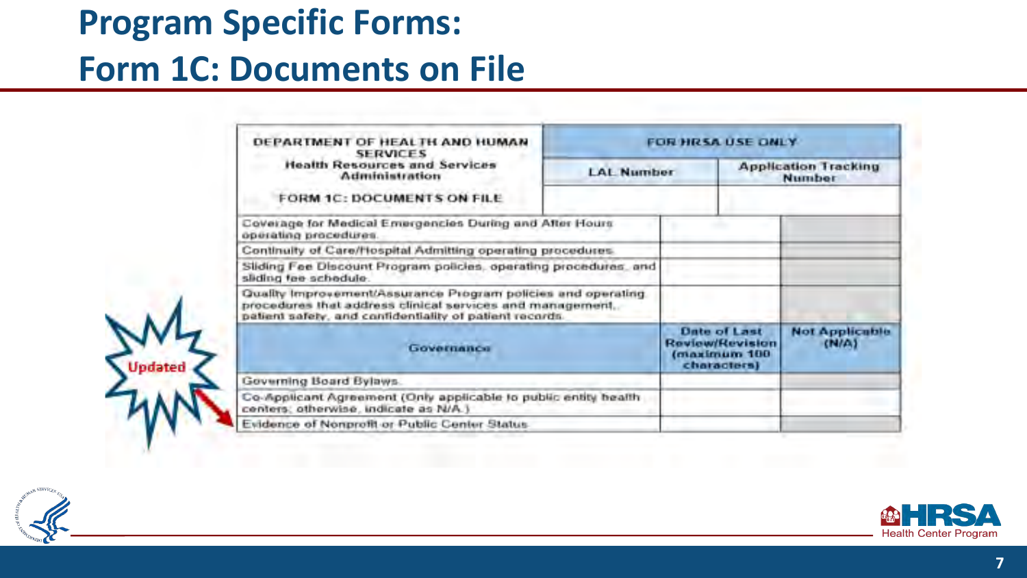# Program Specific Forms: Form 1C: Documents on File

| DEPARTMENT OF HEALTH AND HUMAN SERVICES<br>Health Resources and Services Administration<br><br>FORM 1C: DOCUMENTS ON FILE | FOR HRSA USE ONLY | |
|---|---|---|
| | LAL Number | Application Tracking Number |

| | | |
|---|---|---|
| Coverage for Medical Emergencies During and After Hours operating procedures. | | |
| Continuity of Care/Hospital Admitting operating procedures. | | |
| Sliding Fee Discount Program policies, operating procedures, and sliding fee schedule. | | |
| Quality Improvement/Assurance Program policies and operating procedures that address clinical services and management, patient safety, and confidentiality of patient records. | | |
| **Governance** | **Date of Last Review/Revision (maximum 100 characters)** | **Not Applicable (N/A)** |
| Governing Board Bylaws. | | |
| Co-Applicant Agreement (Only applicable to public entity health centers; otherwise, indicate as N/A.) | | |
| Evidence of Nonprofit or Public Center Status. | | |

Updated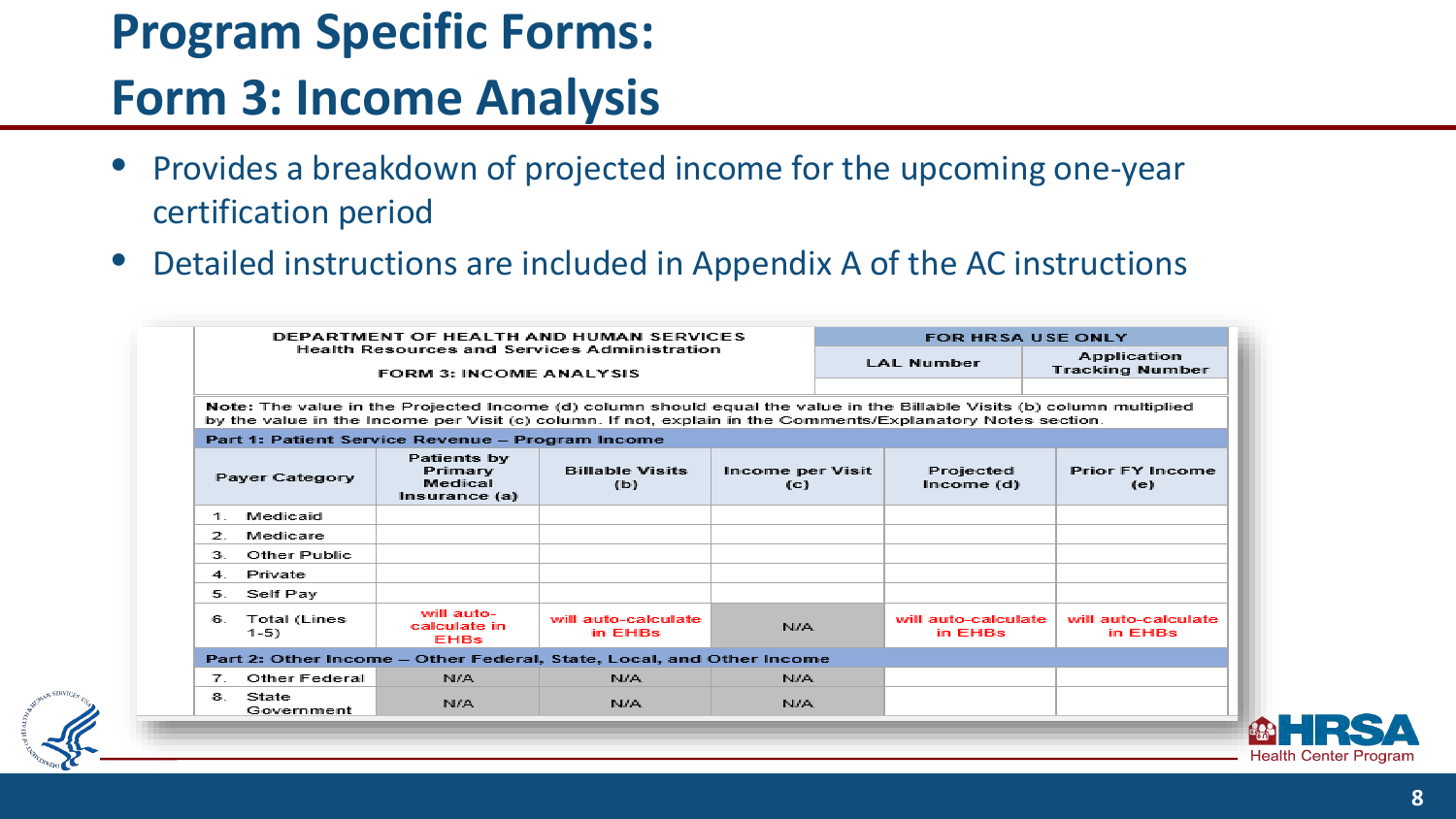# Program Specific Forms: Form 3: Income Analysis

- Provides a breakdown of projected income for the upcoming one-year certification period
- Detailed instructions are included in Appendix A of the AC instructions

DEPARTMENT OF HEALTH AND HUMAN SERVICES
Health Resources and Services Administration

FORM 3: INCOME ANALYSIS

| FOR HRSA USE ONLY | |
|---|---|
| LAL Number | Application Tracking Number |
| | |

**Note:** The value in the Projected Income (d) column should equal the value in the Billable Visits (b) column multiplied by the value in the Income per Visit (c) column. If not, explain in the Comments/Explanatory Notes section.

| Payer Category | Patients by Primary Medical Insurance (a) | Billable Visits (b) | Income per Visit (c) | Projected Income (d) | Prior FY Income (e) |
|---|---|---|---|---|---|
| **Part 1: Patient Service Revenue – Program Income** | | | | | |
| 1. Medicaid | | | | | |
| 2. Medicare | | | | | |
| 3. Other Public | | | | | |
| 4. Private | | | | | |
| 5. Self Pay | | | | | |
| 6. Total (Lines 1-5) | will auto-calculate in EHBs | will auto-calculate in EHBs | N/A | will auto-calculate in EHBs | will auto-calculate in EHBs |
| **Part 2: Other Income – Other Federal, State, Local, and Other Income** | | | | | |
| 7. Other Federal | N/A | N/A | N/A | | |
| 8. State Government | N/A | N/A | N/A | | |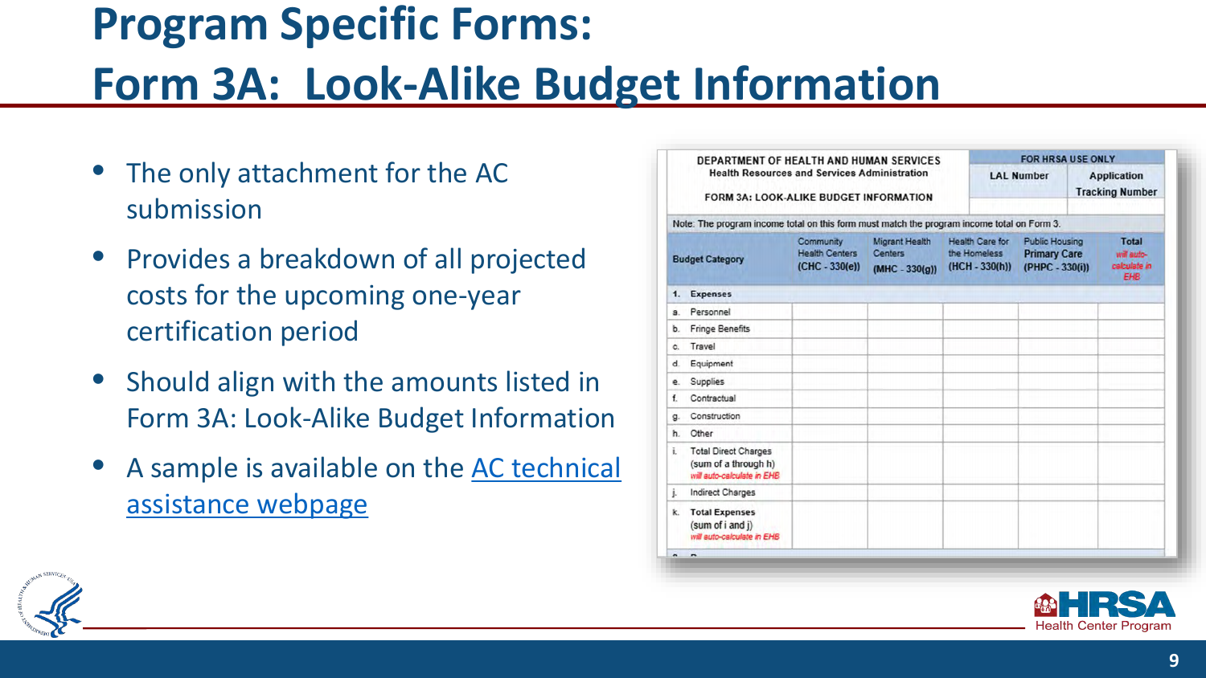# Program Specific Forms: Form 3A: Look-Alike Budget Information

- The only attachment for the AC submission
- Provides a breakdown of all projected costs for the upcoming one-year certification period
- Should align with the amounts listed in Form 3A: Look-Alike Budget Information
- A sample is available on the AC technical assistance webpage

| DEPARTMENT OF HEALTH AND HUMAN SERVICES<br>Health Resources and Services Administration<br>FORM 3A: LOOK-ALIKE BUDGET INFORMATION | | | | | FOR HRSA USE ONLY | |
|---|---|---|---|---|---|---|
| | | | | | LAL Number | Application Tracking Number |

Note: The program income total on this form must match the program income total on Form 3.

| Budget Category | Community Health Centers (CHC - 330(e)) | Migrant Health Centers (MHC - 330(g)) | Health Care for the Homeless (HCH - 330(h)) | Public Housing Primary Care (PHPC - 330(i)) | Total *will auto-calculate in EHB* |
|---|---|---|---|---|---|
| **1. Expenses** | | | | | |
| a. Personnel | | | | | |
| b. Fringe Benefits | | | | | |
| c. Travel | | | | | |
| d. Equipment | | | | | |
| e. Supplies | | | | | |
| f. Contractual | | | | | |
| g. Construction | | | | | |
| h. Other | | | | | |
| i. Total Direct Charges (sum of a through h) *will auto-calculate in EHB* | | | | | |
| j. Indirect Charges | | | | | |
| k. **Total Expenses** (sum of i and j) *will auto-calculate in EHB* | | | | | |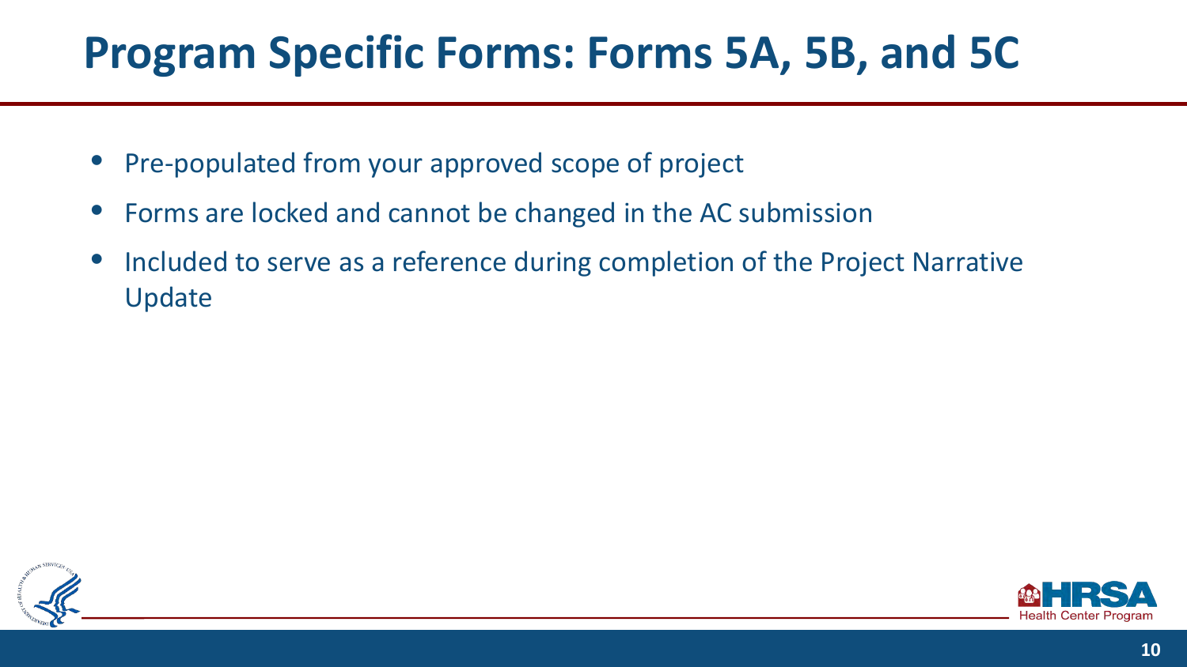# Program Specific Forms: Forms 5A, 5B, and 5C

- Pre-populated from your approved scope of project
- Forms are locked and cannot be changed in the AC submission
- Included to serve as a reference during completion of the Project Narrative Update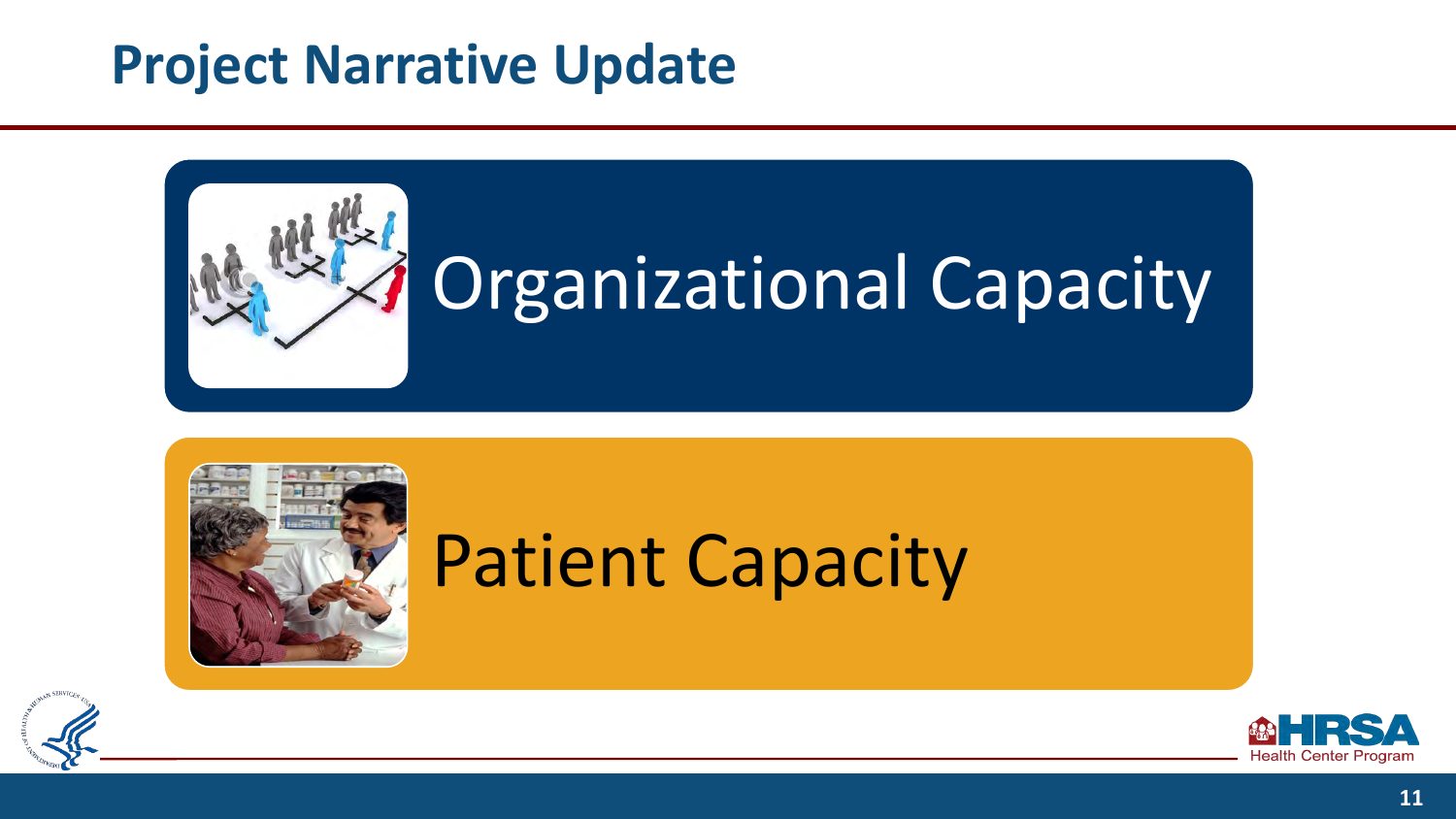# Project Narrative Update

Organizational Capacity

Patient Capacity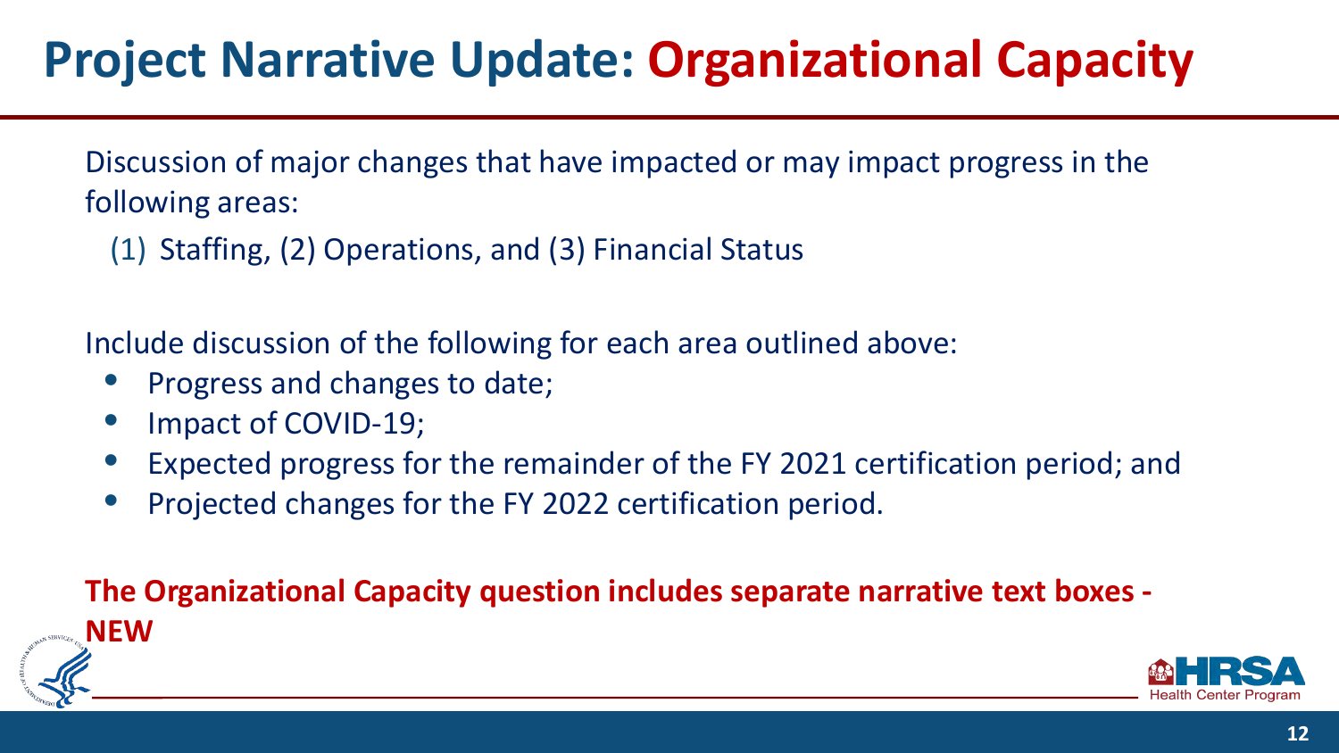# Project Narrative Update: Organizational Capacity

Discussion of major changes that have impacted or may impact progress in the following areas:

(1) Staffing, (2) Operations, and (3) Financial Status

Include discussion of the following for each area outlined above:

- Progress and changes to date;
- Impact of COVID-19;
- Expected progress for the remainder of the FY 2021 certification period; and
- Projected changes for the FY 2022 certification period.

**The Organizational Capacity question includes separate narrative text boxes - NEW**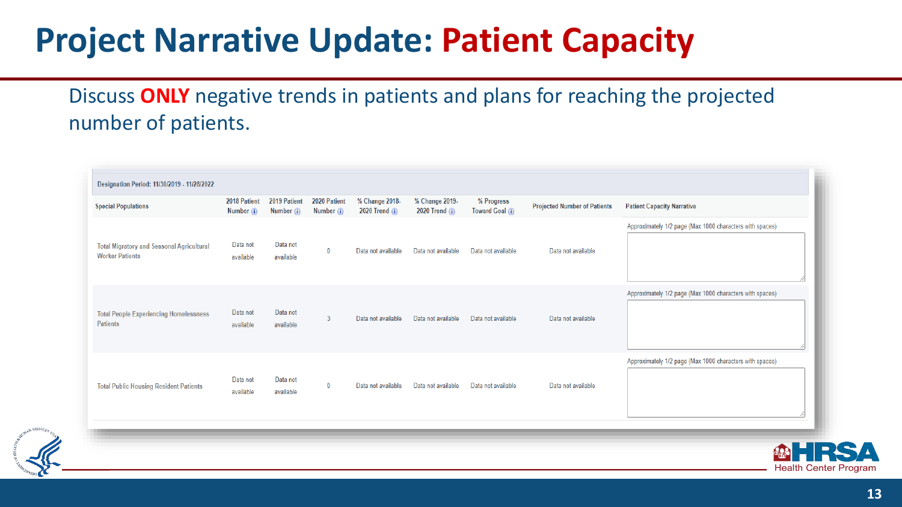# Project Narrative Update: Patient Capacity

Discuss **ONLY** negative trends in patients and plans for reaching the projected number of patients.

| Designation Period: 11/30/2019 - 11/28/2022 | | | | | | | | |
|---|---|---|---|---|---|---|---|---|
| Special Populations | 2018 Patient Number | 2019 Patient Number | 2020 Patient Number | % Change 2018-2020 Trend | % Change 2019-2020 Trend | % Progress Toward Goal | Projected Number of Patients | Patient Capacity Narrative |
| Total Migratory and Seasonal Agricultural Worker Patients | Data not available | Data not available | 0 | Data not available | Data not available | Data not available | Data not available | Approximately 1/2 page (Max 1000 characters with spaces) |
| Total People Experiencing Homelessness Patients | Data not available | Data not available | 3 | Data not available | Data not available | Data not available | Data not available | Approximately 1/2 page (Max 1000 characters with spaces) |
| Total Public Housing Resident Patients | Data not available | Data not available | 0 | Data not available | Data not available | Data not available | Data not available | Approximately 1/2 page (Max 1000 characters with spaces) |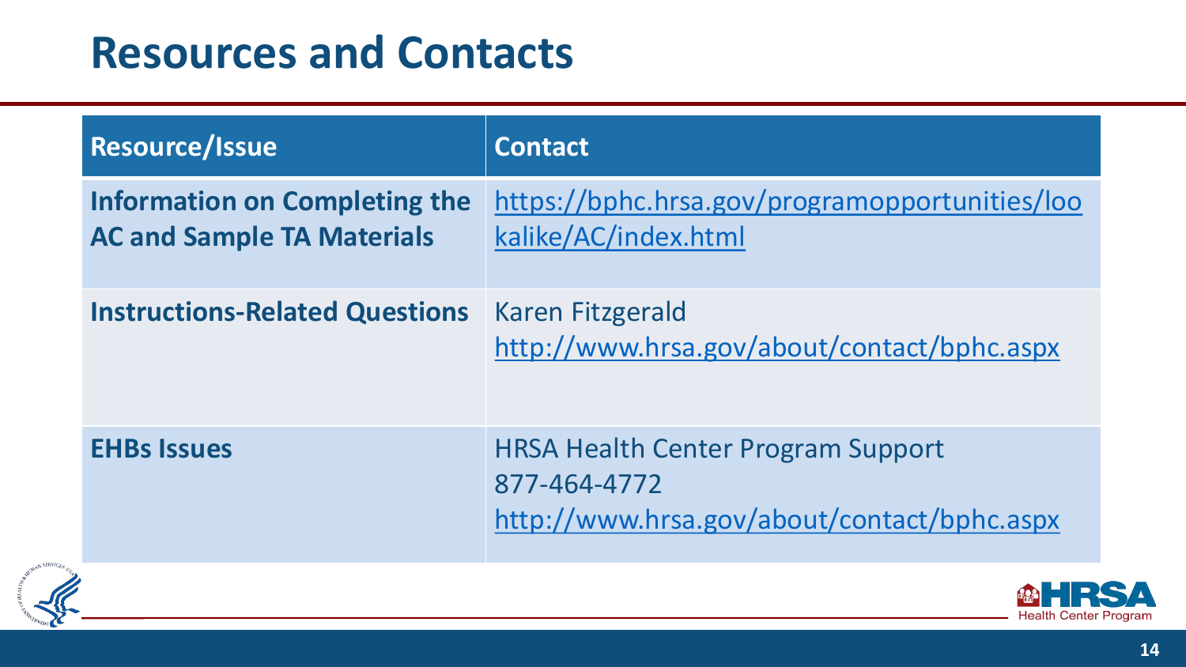# Resources and Contacts

| Resource/Issue | Contact |
| --- | --- |
| **Information on Completing the AC and Sample TA Materials** | https://bphc.hrsa.gov/programopportunities/lookalike/AC/index.html |
| **Instructions-Related Questions** | Karen Fitzgerald<br>http://www.hrsa.gov/about/contact/bphc.aspx |
| **EHBs Issues** | HRSA Health Center Program Support<br>877-464-4772<br>http://www.hrsa.gov/about/contact/bphc.aspx |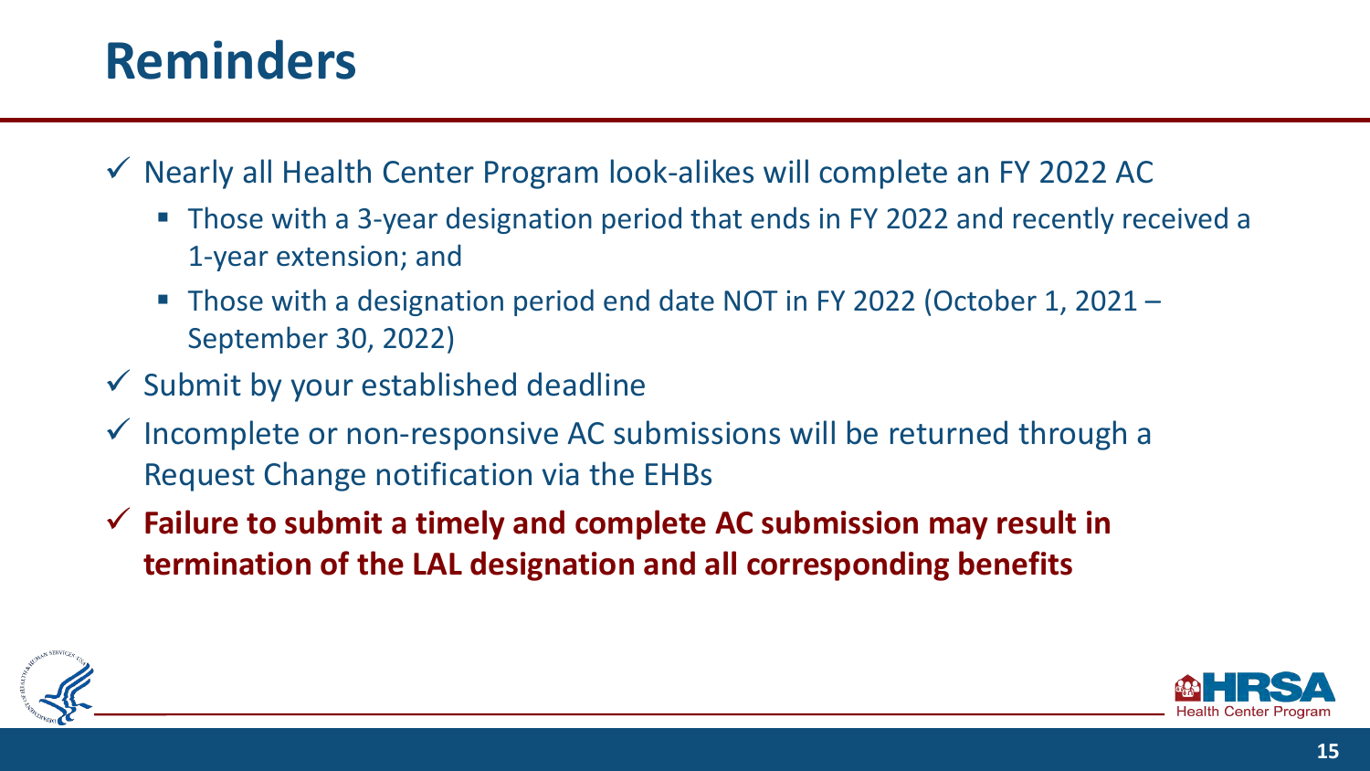# Reminders

- ✓ Nearly all Health Center Program look-alikes will complete an FY 2022 AC
  - Those with a 3-year designation period that ends in FY 2022 and recently received a 1-year extension; and
  - Those with a designation period end date NOT in FY 2022 (October 1, 2021 – September 30, 2022)
- ✓ Submit by your established deadline
- ✓ Incomplete or non-responsive AC submissions will be returned through a Request Change notification via the EHBs
- ✓ **Failure to submit a timely and complete AC submission may result in termination of the LAL designation and all corresponding benefits**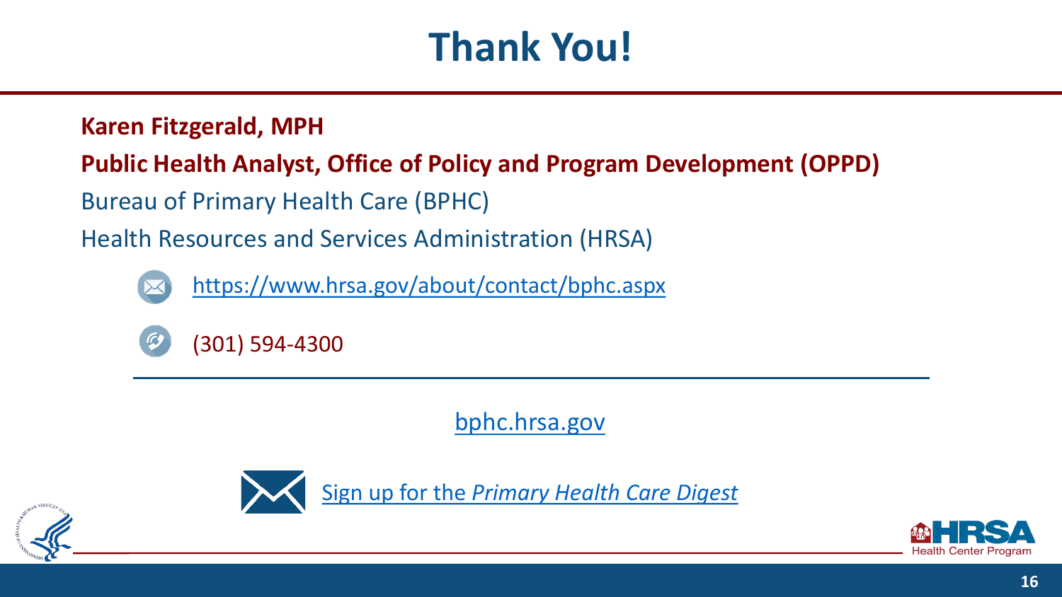# Thank You!

**Karen Fitzgerald, MPH**

**Public Health Analyst, Office of Policy and Program Development (OPPD)**

Bureau of Primary Health Care (BPHC)

Health Resources and Services Administration (HRSA)

[https://www.hrsa.gov/about/contact/bphc.aspx](https://www.hrsa.gov/about/contact/bphc.aspx)

(301) 594-4300

---

[bphc.hrsa.gov](https://bphc.hrsa.gov)

[Sign up for the *Primary Health Care Digest*]()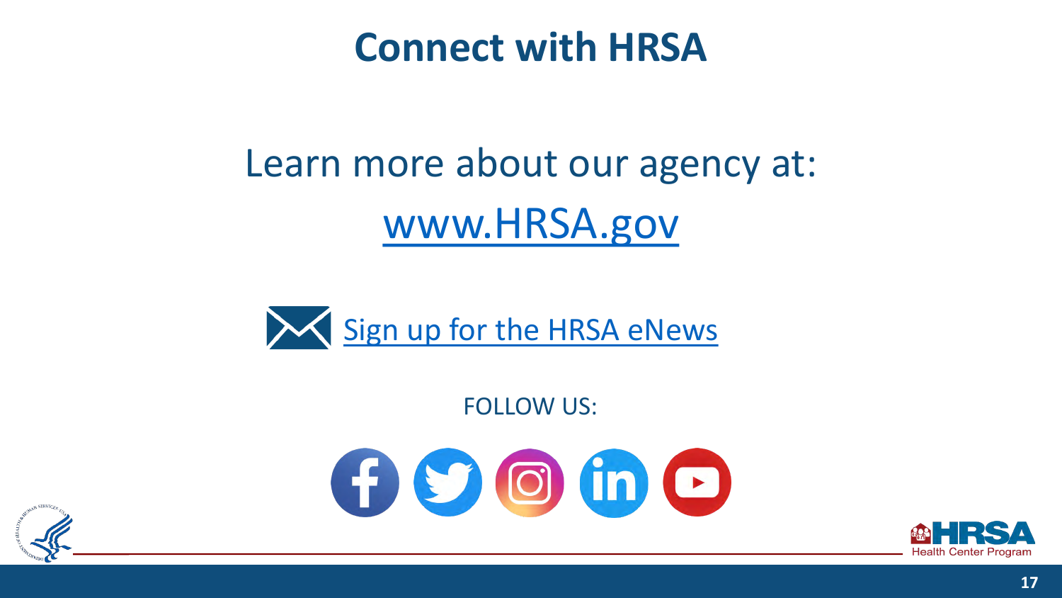# Connect with HRSA

Learn more about our agency at:

[www.HRSA.gov](http://www.HRSA.gov)

Sign up for the HRSA eNews

FOLLOW US: